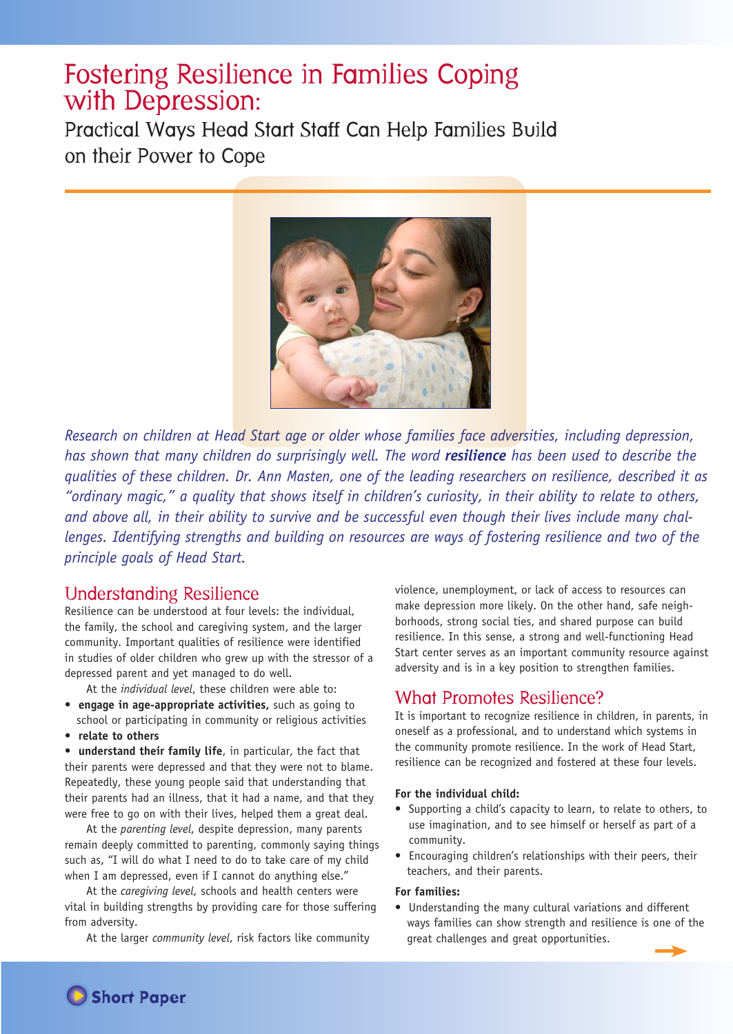// Page 1 of 3 — "Short Paper" footer label omitted as repeating footer.
# Fostering Resilience in Families Coping with Depression:

## Practical Ways Head Start Staff Can Help Families Build on their Power to Cope

*Research on children at Head Start age or older whose families face adversities, including depression, has shown that many children do surprisingly well. The word **resilience** has been used to describe the qualities of these children. Dr. Ann Masten, one of the leading researchers on resilience, described it as "ordinary magic," a quality that shows itself in children's curiosity, in their ability to relate to others, and above all, in their ability to survive and be successful even though their lives include many challenges. Identifying strengths and building on resources are ways of fostering resilience and two of the principle goals of Head Start.*

## Understanding Resilience

Resilience can be understood at four levels: the individual, the family, the school and caregiving system, and the larger community. Important qualities of resilience were identified in studies of older children who grew up with the stressor of a depressed parent and yet managed to do well.

At the *individual level*, these children were able to:

- **engage in age-appropriate activities,** such as going to school or participating in community or religious activities
- **relate to others**
- **understand their family life**, in particular, the fact that their parents were depressed and that they were not to blame. Repeatedly, these young people said that understanding that their parents had an illness, that it had a name, and that they were free to go on with their lives, helped them a great deal.

At the *parenting level*, despite depression, many parents remain deeply committed to parenting, commonly saying things such as, "I will do what I need to do to take care of my child when I am depressed, even if I cannot do anything else."

At the *caregiving level*, schools and health centers were vital in building strengths by providing care for those suffering from adversity.

At the larger *community level*, risk factors like community violence, unemployment, or lack of access to resources can make depression more likely. On the other hand, safe neighborhoods, strong social ties, and shared purpose can build resilience. In this sense, a strong and well-functioning Head Start center serves as an important community resource against adversity and is in a key position to strengthen families.

## What Promotes Resilience?

It is important to recognize resilience in children, in parents, in oneself as a professional, and to understand which systems in the community promote resilience. In the work of Head Start, resilience can be recognized and fostered at these four levels.

**For the individual child:**

- Supporting a child's capacity to learn, to relate to others, to use imagination, and to see himself or herself as part of a community.
- Encouraging children's relationships with their peers, their teachers, and their parents.

**For families:**

- Understanding the many cultural variations and different ways families can show strength and resilience is one of the great challenges and great opportunities.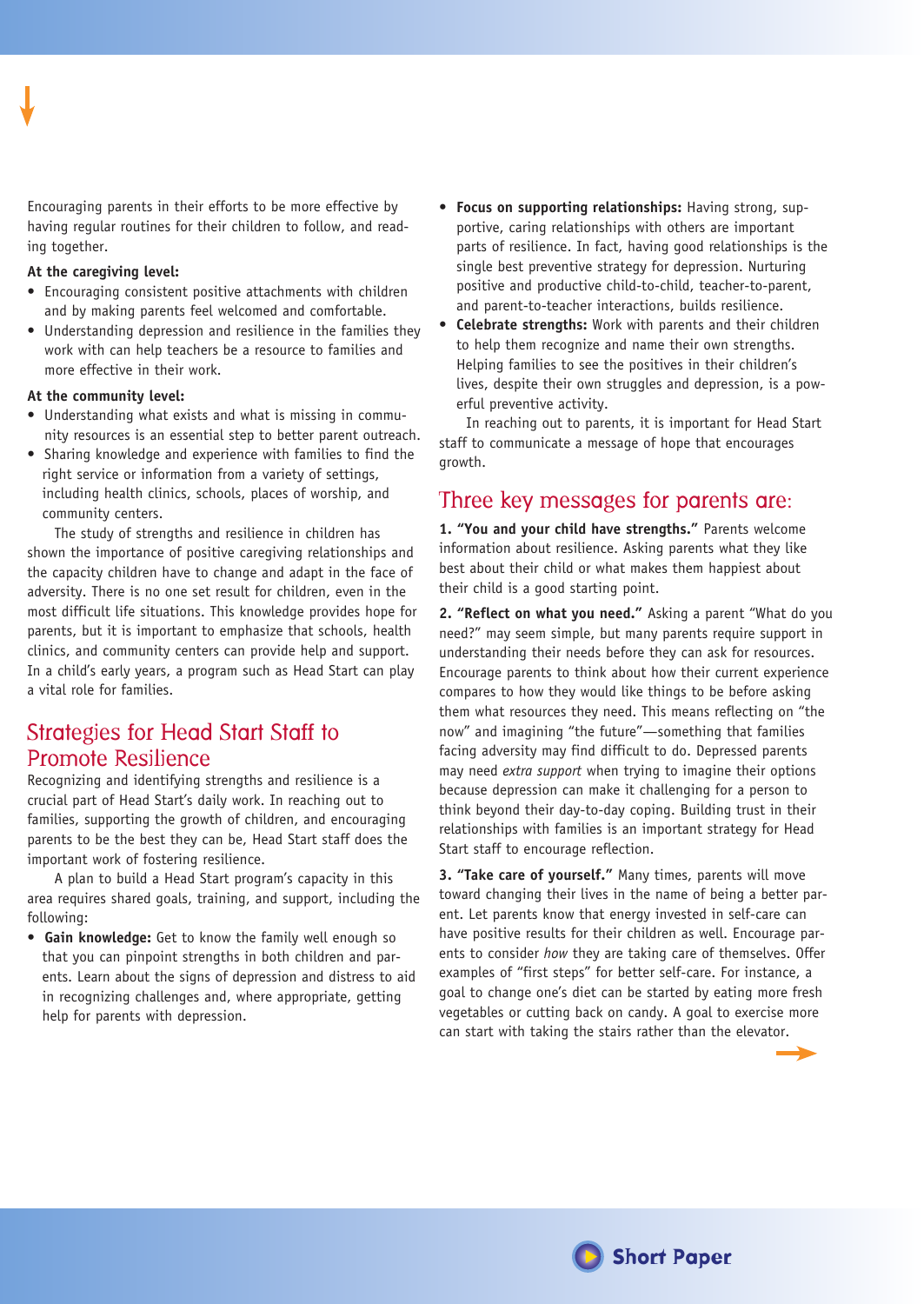Encouraging parents in their efforts to be more effective by having regular routines for their children to follow, and reading together.

**At the caregiving level:**

- Encouraging consistent positive attachments with children and by making parents feel welcomed and comfortable.
- Understanding depression and resilience in the families they work with can help teachers be a resource to families and more effective in their work.

**At the community level:**

- Understanding what exists and what is missing in community resources is an essential step to better parent outreach.
- Sharing knowledge and experience with families to find the right service or information from a variety of settings, including health clinics, schools, places of worship, and community centers.

The study of strengths and resilience in children has shown the importance of positive caregiving relationships and the capacity children have to change and adapt in the face of adversity. There is no one set result for children, even in the most difficult life situations. This knowledge provides hope for parents, but it is important to emphasize that schools, health clinics, and community centers can provide help and support. In a child's early years, a program such as Head Start can play a vital role for families.

## Strategies for Head Start Staff to Promote Resilience

Recognizing and identifying strengths and resilience is a crucial part of Head Start's daily work. In reaching out to families, supporting the growth of children, and encouraging parents to be the best they can be, Head Start staff does the important work of fostering resilience.

A plan to build a Head Start program's capacity in this area requires shared goals, training, and support, including the following:

- **Gain knowledge:** Get to know the family well enough so that you can pinpoint strengths in both children and parents. Learn about the signs of depression and distress to aid in recognizing challenges and, where appropriate, getting help for parents with depression.
- **Focus on supporting relationships:** Having strong, supportive, caring relationships with others are important parts of resilience. In fact, having good relationships is the single best preventive strategy for depression. Nurturing positive and productive child-to-child, teacher-to-parent, and parent-to-teacher interactions, builds resilience.
- **Celebrate strengths:** Work with parents and their children to help them recognize and name their own strengths. Helping families to see the positives in their children's lives, despite their own struggles and depression, is a powerful preventive activity.

In reaching out to parents, it is important for Head Start staff to communicate a message of hope that encourages growth.

## Three key messages for parents are:

**1. "You and your child have strengths."** Parents welcome information about resilience. Asking parents what they like best about their child or what makes them happiest about their child is a good starting point.

**2. "Reflect on what you need."** Asking a parent "What do you need?" may seem simple, but many parents require support in understanding their needs before they can ask for resources. Encourage parents to think about how their current experience compares to how they would like things to be before asking them what resources they need. This means reflecting on "the now" and imagining "the future"—something that families facing adversity may find difficult to do. Depressed parents may need *extra support* when trying to imagine their options because depression can make it challenging for a person to think beyond their day-to-day coping. Building trust in their relationships with families is an important strategy for Head Start staff to encourage reflection.

**3. "Take care of yourself."** Many times, parents will move toward changing their lives in the name of being a better parent. Let parents know that energy invested in self-care can have positive results for their children as well. Encourage parents to consider *how* they are taking care of themselves. Offer examples of "first steps" for better self-care. For instance, a goal to change one's diet can be started by eating more fresh vegetables or cutting back on candy. A goal to exercise more can start with taking the stairs rather than the elevator.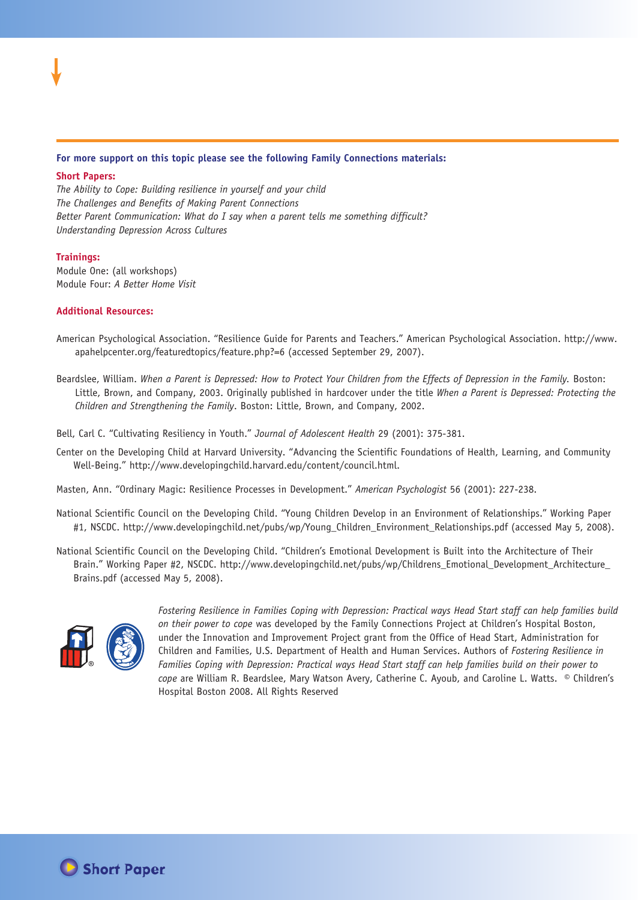**For more support on this topic please see the following Family Connections materials:**

**Short Papers:**

*The Ability to Cope: Building resilience in yourself and your child*
*The Challenges and Benefits of Making Parent Connections*
*Better Parent Communication: What do I say when a parent tells me something difficult?*
*Understanding Depression Across Cultures*

**Trainings:**

Module One: (all workshops)
Module Four: *A Better Home Visit*

**Additional Resources:**

American Psychological Association. "Resilience Guide for Parents and Teachers." American Psychological Association. http://www.apahelpcenter.org/featuredtopics/feature.php?=6 (accessed September 29, 2007).

Beardslee, William. *When a Parent is Depressed: How to Protect Your Children from the Effects of Depression in the Family.* Boston: Little, Brown, and Company, 2003. Originally published in hardcover under the title *When a Parent is Depressed: Protecting the Children and Strengthening the Family*. Boston: Little, Brown, and Company, 2002.

Bell, Carl C. "Cultivating Resiliency in Youth." *Journal of Adolescent Health* 29 (2001): 375-381.

Center on the Developing Child at Harvard University. "Advancing the Scientific Foundations of Health, Learning, and Community Well-Being." http://www.developingchild.harvard.edu/content/council.html.

Masten, Ann. "Ordinary Magic: Resilience Processes in Development." *American Psychologist* 56 (2001): 227-238.

National Scientific Council on the Developing Child. "Young Children Develop in an Environment of Relationships." Working Paper #1, NSCDC. http://www.developingchild.net/pubs/wp/Young_Children_Environment_Relationships.pdf (accessed May 5, 2008).

National Scientific Council on the Developing Child. "Children's Emotional Development is Built into the Architecture of Their Brain." Working Paper #2, NSCDC. http://www.developingchild.net/pubs/wp/Childrens_Emotional_Development_Architecture_Brains.pdf (accessed May 5, 2008).

*Fostering Resilience in Families Coping with Depression: Practical ways Head Start staff can help families build on their power to cope* was developed by the Family Connections Project at Children's Hospital Boston, under the Innovation and Improvement Project grant from the Office of Head Start, Administration for Children and Families, U.S. Department of Health and Human Services. Authors of *Fostering Resilience in Families Coping with Depression: Practical ways Head Start staff can help families build on their power to cope* are William R. Beardslee, Mary Watson Avery, Catherine C. Ayoub, and Caroline L. Watts. © Children's Hospital Boston 2008. All Rights Reserved

Short Paper